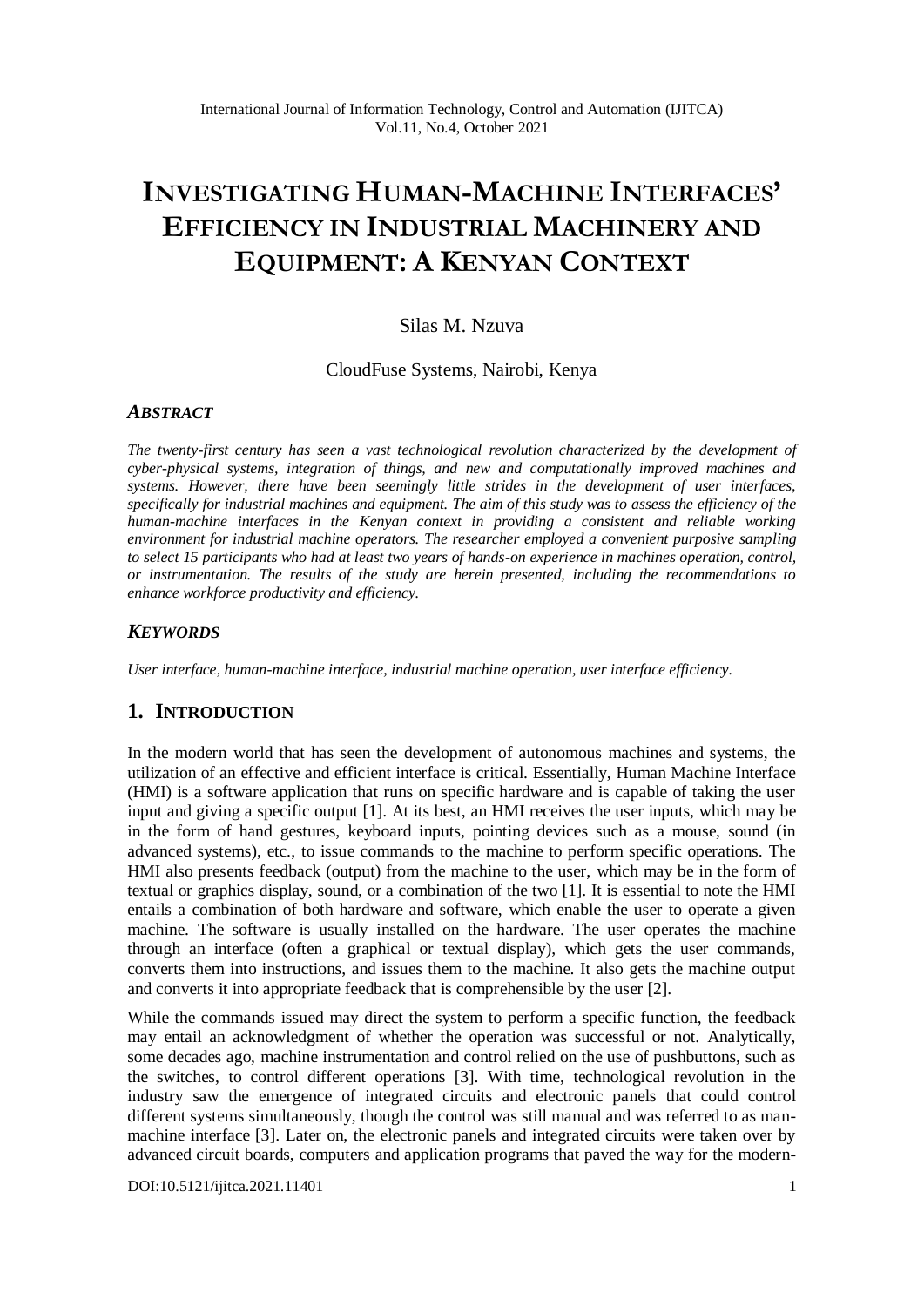# INVESTIGATING HUMAN-MACHINE INTERFACES' EFFICIENCY IN INDUSTRIAL MACHINERY AND EQUIPMENT: A KENYAN CONTEXT

Silas M. Nzuva

CloudFuse Systems, Nairobi, Kenya

### *ABSTRACT*

*The twenty-first century has seen a vast technological revolution characterized by the development of cyber-physical systems, integration of things, and new and computationally improved machines and systems. However, there have been seemingly little strides in the development of user interfaces, specifically for industrial machines and equipment. The aim of this study was to assess the efficiency of the human-machine interfaces in the Kenyan context in providing a consistent and reliable working environment for industrial machine operators. The researcher employed a convenient purposive sampling to select 15 participants who had at least two years of hands-on experience in machines operation, control, or instrumentation. The results of the study are herein presented, including the recommendations to enhance workforce productivity and efficiency.*

### *KEYWORDS*

*User interface, human-machine interface, industrial machine operation, user interface efficiency.*

## 1. INTRODUCTION

In the modern world that has seen the development of autonomous machines and systems, the utilization of an effective and efficient interface is critical. Essentially, Human Machine Interface (HMI) is a software application that runs on specific hardware and is capable of taking the user input and giving a specific output [1]. At its best, an HMI receives the user inputs, which may be in the form of hand gestures, keyboard inputs, pointing devices such as a mouse, sound (in advanced systems), etc., to issue commands to the machine to perform specific operations. The HMI also presents feedback (output) from the machine to the user, which may be in the form of textual or graphics display, sound, or a combination of the two [1]. It is essential to note the HMI entails a combination of both hardware and software, which enable the user to operate a given machine. The software is usually installed on the hardware. The user operates the machine through an interface (often a graphical or textual display), which gets the user commands, converts them into instructions, and issues them to the machine. It also gets the machine output and converts it into appropriate feedback that is comprehensible by the user [2].

While the commands issued may direct the system to perform a specific function, the feedback may entail an acknowledgment of whether the operation was successful or not. Analytically, some decades ago, machine instrumentation and control relied on the use of pushbuttons, such as the switches, to control different operations [3]. With time, technological revolution in the industry saw the emergence of integrated circuits and electronic panels that could control different systems simultaneously, though the control was still manual and was referred to as man-machine interface [3]. Later on, the electronic panels and integrated circuits were taken over by advanced circuit boards, computers and application programs that paved the way for the modern-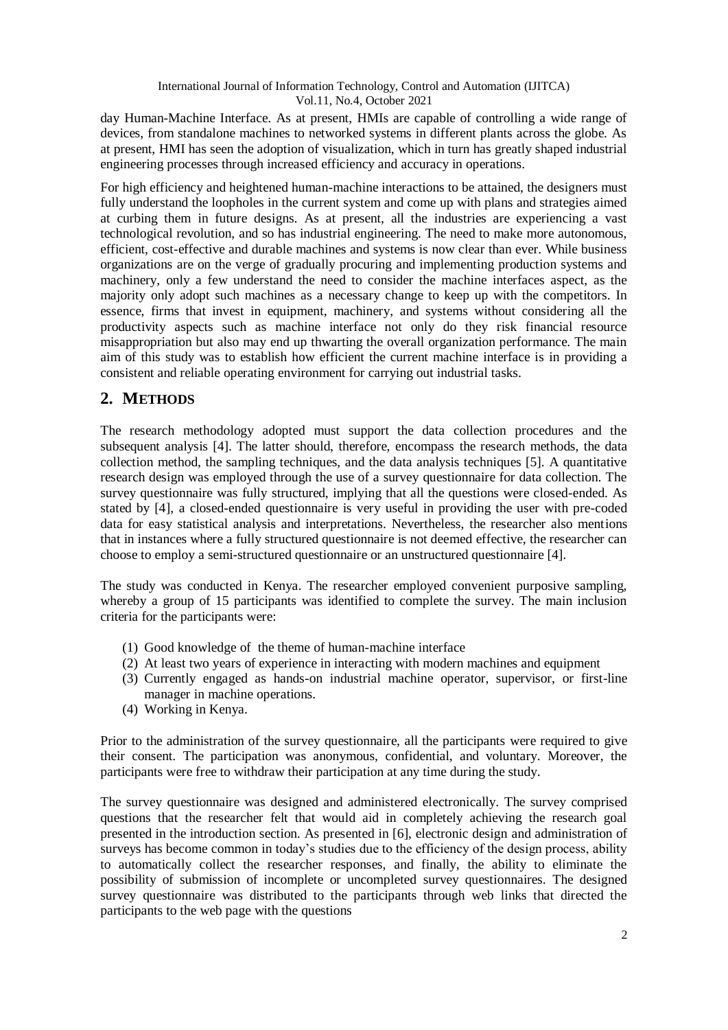day Human-Machine Interface. As at present, HMIs are capable of controlling a wide range of devices, from standalone machines to networked systems in different plants across the globe. As at present, HMI has seen the adoption of visualization, which in turn has greatly shaped industrial engineering processes through increased efficiency and accuracy in operations.

For high efficiency and heightened human-machine interactions to be attained, the designers must fully understand the loopholes in the current system and come up with plans and strategies aimed at curbing them in future designs. As at present, all the industries are experiencing a vast technological revolution, and so has industrial engineering. The need to make more autonomous, efficient, cost-effective and durable machines and systems is now clear than ever. While business organizations are on the verge of gradually procuring and implementing production systems and machinery, only a few understand the need to consider the machine interfaces aspect, as the majority only adopt such machines as a necessary change to keep up with the competitors. In essence, firms that invest in equipment, machinery, and systems without considering all the productivity aspects such as machine interface not only do they risk financial resource misappropriation but also may end up thwarting the overall organization performance. The main aim of this study was to establish how efficient the current machine interface is in providing a consistent and reliable operating environment for carrying out industrial tasks.

## 2. METHODS

The research methodology adopted must support the data collection procedures and the subsequent analysis [4]. The latter should, therefore, encompass the research methods, the data collection method, the sampling techniques, and the data analysis techniques [5]. A quantitative research design was employed through the use of a survey questionnaire for data collection. The survey questionnaire was fully structured, implying that all the questions were closed-ended. As stated by [4], a closed-ended questionnaire is very useful in providing the user with pre-coded data for easy statistical analysis and interpretations. Nevertheless, the researcher also mentions that in instances where a fully structured questionnaire is not deemed effective, the researcher can choose to employ a semi-structured questionnaire or an unstructured questionnaire [4].

The study was conducted in Kenya. The researcher employed convenient purposive sampling, whereby a group of 15 participants was identified to complete the survey. The main inclusion criteria for the participants were:

(1) Good knowledge of the theme of human-machine interface
(2) At least two years of experience in interacting with modern machines and equipment
(3) Currently engaged as hands-on industrial machine operator, supervisor, or first-line manager in machine operations.
(4) Working in Kenya.

Prior to the administration of the survey questionnaire, all the participants were required to give their consent. The participation was anonymous, confidential, and voluntary. Moreover, the participants were free to withdraw their participation at any time during the study.

The survey questionnaire was designed and administered electronically. The survey comprised questions that the researcher felt that would aid in completely achieving the research goal presented in the introduction section. As presented in [6], electronic design and administration of surveys has become common in today's studies due to the efficiency of the design process, ability to automatically collect the researcher responses, and finally, the ability to eliminate the possibility of submission of incomplete or uncompleted survey questionnaires. The designed survey questionnaire was distributed to the participants through web links that directed the participants to the web page with the questions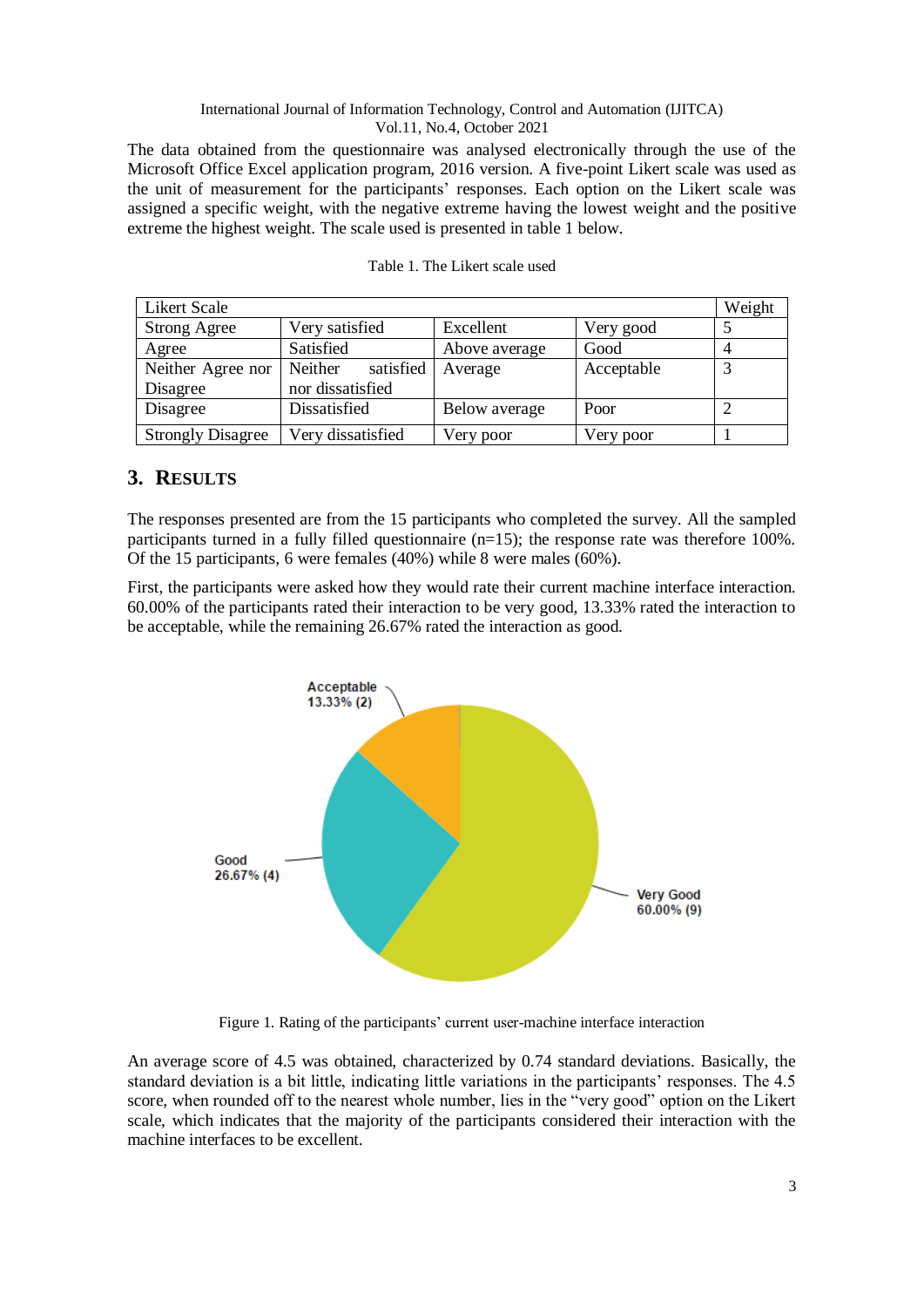The data obtained from the questionnaire was analysed electronically through the use of the Microsoft Office Excel application program, 2016 version. A five-point Likert scale was used as the unit of measurement for the participants' responses. Each option on the Likert scale was assigned a specific weight, with the negative extreme having the lowest weight and the positive extreme the highest weight. The scale used is presented in table 1 below.

Table 1. The Likert scale used

| Likert Scale | | | | Weight |
|---|---|---|---|---|
| Strong Agree | Very satisfied | Excellent | Very good | 5 |
| Agree | Satisfied | Above average | Good | 4 |
| Neither Agree nor Disagree | Neither satisfied nor dissatisfied | Average | Acceptable | 3 |
| Disagree | Dissatisfied | Below average | Poor | 2 |
| Strongly Disagree | Very dissatisfied | Very poor | Very poor | 1 |

## 3. RESULTS

The responses presented are from the 15 participants who completed the survey. All the sampled participants turned in a fully filled questionnaire (n=15); the response rate was therefore 100%. Of the 15 participants, 6 were females (40%) while 8 were males (60%).

First, the participants were asked how they would rate their current machine interface interaction. 60.00% of the participants rated their interaction to be very good, 13.33% rated the interaction to be acceptable, while the remaining 26.67% rated the interaction as good.

Acceptable 13.33% (2)

Good 26.67% (4)

Very Good 60.00% (9)

Figure 1. Rating of the participants' current user-machine interface interaction

An average score of 4.5 was obtained, characterized by 0.74 standard deviations. Basically, the standard deviation is a bit little, indicating little variations in the participants' responses. The 4.5 score, when rounded off to the nearest whole number, lies in the "very good" option on the Likert scale, which indicates that the majority of the participants considered their interaction with the machine interfaces to be excellent.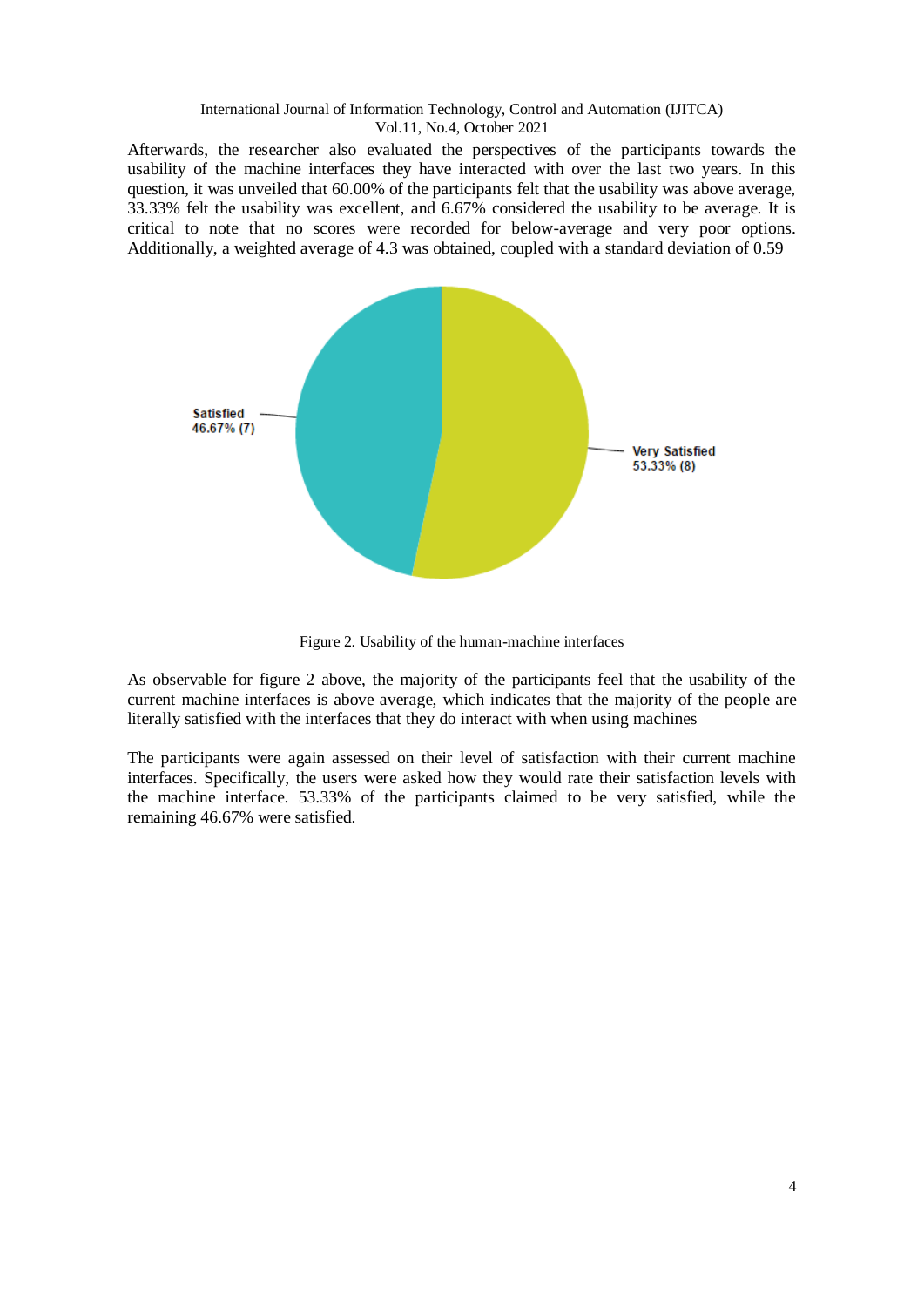Afterwards, the researcher also evaluated the perspectives of the participants towards the usability of the machine interfaces they have interacted with over the last two years. In this question, it was unveiled that 60.00% of the participants felt that the usability was above average, 33.33% felt the usability was excellent, and 6.67% considered the usability to be average. It is critical to note that no scores were recorded for below-average and very poor options. Additionally, a weighted average of 4.3 was obtained, coupled with a standard deviation of 0.59

Figure 2. Usability of the human-machine interfaces

As observable for figure 2 above, the majority of the participants feel that the usability of the current machine interfaces is above average, which indicates that the majority of the people are literally satisfied with the interfaces that they do interact with when using machines

The participants were again assessed on their level of satisfaction with their current machine interfaces. Specifically, the users were asked how they would rate their satisfaction levels with the machine interface. 53.33% of the participants claimed to be very satisfied, while the remaining 46.67% were satisfied.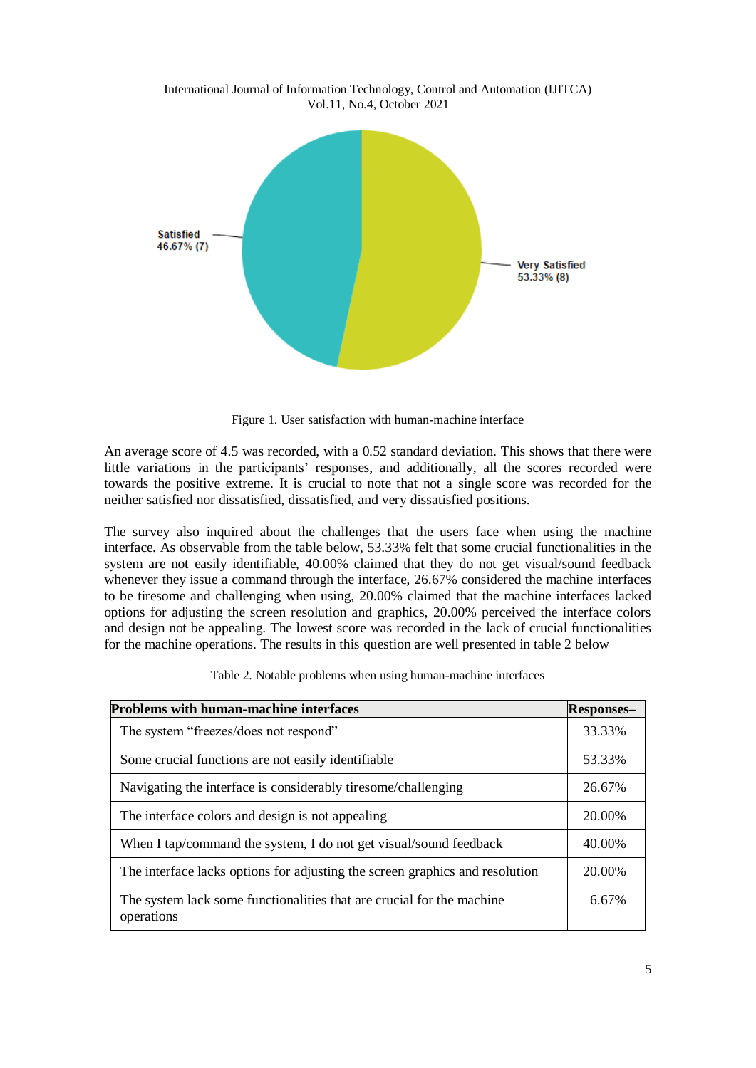Figure 1. User satisfaction with human-machine interface

An average score of 4.5 was recorded, with a 0.52 standard deviation. This shows that there were little variations in the participants' responses, and additionally, all the scores recorded were towards the positive extreme. It is crucial to note that not a single score was recorded for the neither satisfied nor dissatisfied, dissatisfied, and very dissatisfied positions.

The survey also inquired about the challenges that the users face when using the machine interface. As observable from the table below, 53.33% felt that some crucial functionalities in the system are not easily identifiable, 40.00% claimed that they do not get visual/sound feedback whenever they issue a command through the interface, 26.67% considered the machine interfaces to be tiresome and challenging when using, 20.00% claimed that the machine interfaces lacked options for adjusting the screen resolution and graphics, 20.00% perceived the interface colors and design not be appealing. The lowest score was recorded in the lack of crucial functionalities for the machine operations. The results in this question are well presented in table 2 below

Table 2. Notable problems when using human-machine interfaces

| **Problems with human-machine interfaces** | **Responses–** |
|---|---|
| The system "freezes/does not respond" | 33.33% |
| Some crucial functions are not easily identifiable | 53.33% |
| Navigating the interface is considerably tiresome/challenging | 26.67% |
| The interface colors and design is not appealing | 20.00% |
| When I tap/command the system, I do not get visual/sound feedback | 40.00% |
| The interface lacks options for adjusting the screen graphics and resolution | 20.00% |
| The system lack some functionalities that are crucial for the machine operations | 6.67% |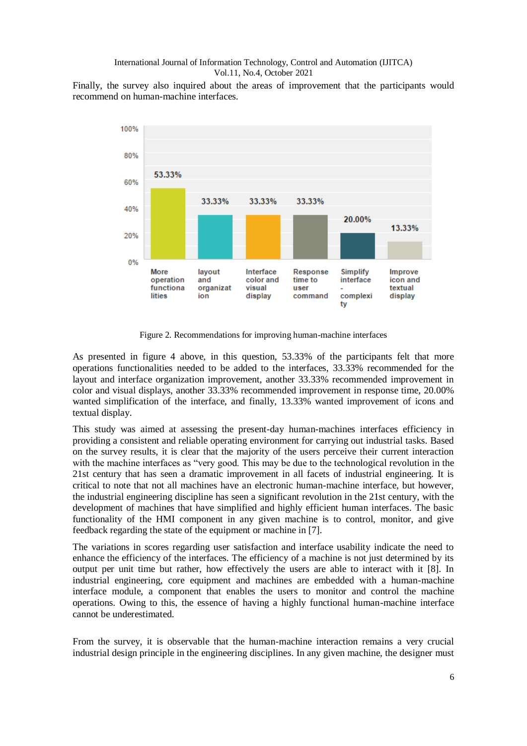Finally, the survey also inquired about the areas of improvement that the participants would recommend on human-machine interfaces.

Figure 2. Recommendations for improving human-machine interfaces

As presented in figure 4 above, in this question, 53.33% of the participants felt that more operations functionalities needed to be added to the interfaces, 33.33% recommended for the layout and interface organization improvement, another 33.33% recommended improvement in color and visual displays, another 33.33% recommended improvement in response time, 20.00% wanted simplification of the interface, and finally, 13.33% wanted improvement of icons and textual display.

This study was aimed at assessing the present-day human-machines interfaces efficiency in providing a consistent and reliable operating environment for carrying out industrial tasks. Based on the survey results, it is clear that the majority of the users perceive their current interaction with the machine interfaces as "very good. This may be due to the technological revolution in the 21st century that has seen a dramatic improvement in all facets of industrial engineering. It is critical to note that not all machines have an electronic human-machine interface, but however, the industrial engineering discipline has seen a significant revolution in the 21st century, with the development of machines that have simplified and highly efficient human interfaces. The basic functionality of the HMI component in any given machine is to control, monitor, and give feedback regarding the state of the equipment or machine in [7].

The variations in scores regarding user satisfaction and interface usability indicate the need to enhance the efficiency of the interfaces. The efficiency of a machine is not just determined by its output per unit time but rather, how effectively the users are able to interact with it [8]. In industrial engineering, core equipment and machines are embedded with a human-machine interface module, a component that enables the users to monitor and control the machine operations. Owing to this, the essence of having a highly functional human-machine interface cannot be underestimated.

From the survey, it is observable that the human-machine interaction remains a very crucial industrial design principle in the engineering disciplines. In any given machine, the designer must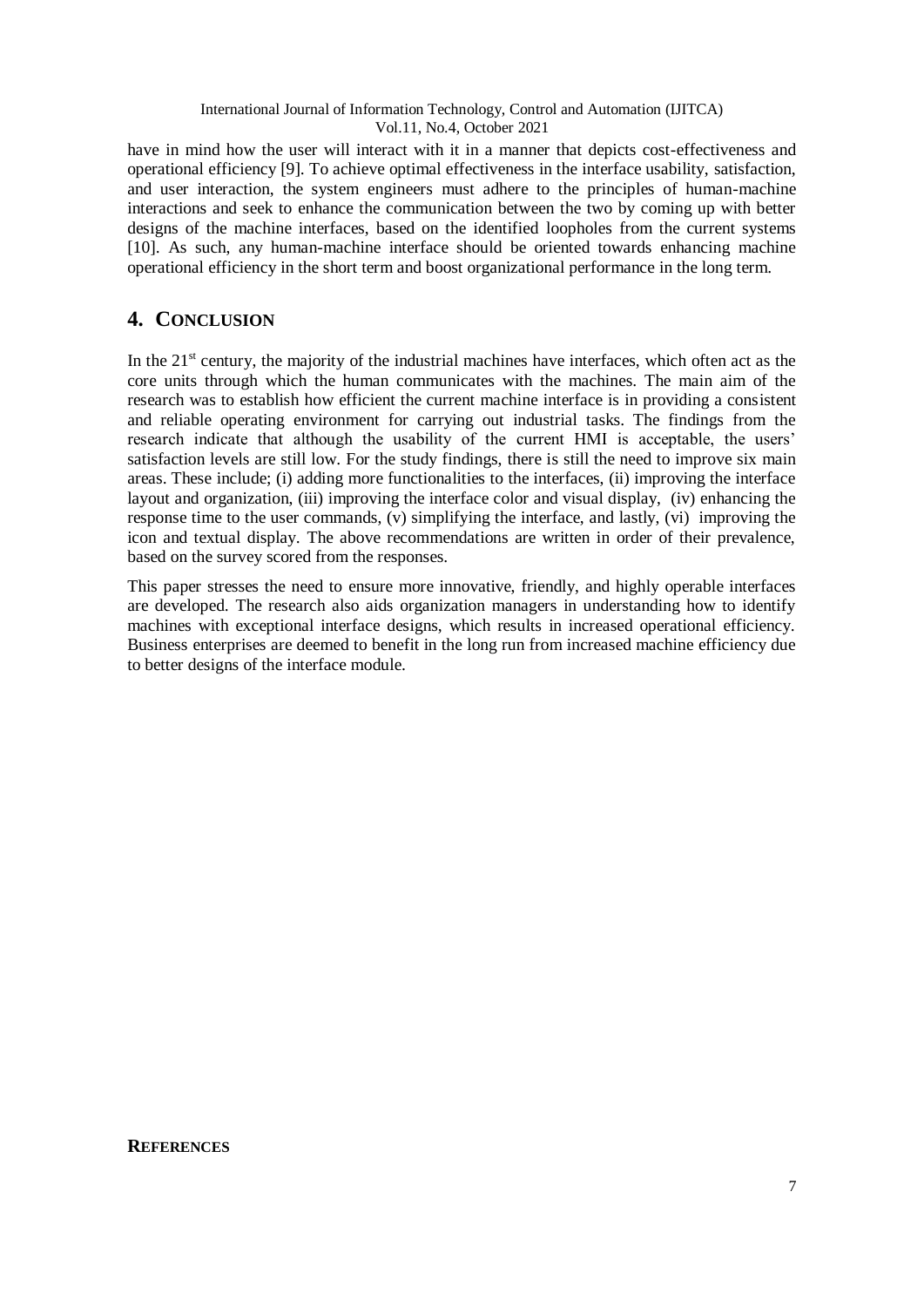have in mind how the user will interact with it in a manner that depicts cost-effectiveness and operational efficiency [9]. To achieve optimal effectiveness in the interface usability, satisfaction, and user interaction, the system engineers must adhere to the principles of human-machine interactions and seek to enhance the communication between the two by coming up with better designs of the machine interfaces, based on the identified loopholes from the current systems [10]. As such, any human-machine interface should be oriented towards enhancing machine operational efficiency in the short term and boost organizational performance in the long term.

## 4. CONCLUSION

In the 21st century, the majority of the industrial machines have interfaces, which often act as the core units through which the human communicates with the machines. The main aim of the research was to establish how efficient the current machine interface is in providing a consistent and reliable operating environment for carrying out industrial tasks. The findings from the research indicate that although the usability of the current HMI is acceptable, the users' satisfaction levels are still low. For the study findings, there is still the need to improve six main areas. These include; (i) adding more functionalities to the interfaces, (ii) improving the interface layout and organization, (iii) improving the interface color and visual display, (iv) enhancing the response time to the user commands, (v) simplifying the interface, and lastly, (vi) improving the icon and textual display. The above recommendations are written in order of their prevalence, based on the survey scored from the responses.

This paper stresses the need to ensure more innovative, friendly, and highly operable interfaces are developed. The research also aids organization managers in understanding how to identify machines with exceptional interface designs, which results in increased operational efficiency. Business enterprises are deemed to benefit in the long run from increased machine efficiency due to better designs of the interface module.

## REFERENCES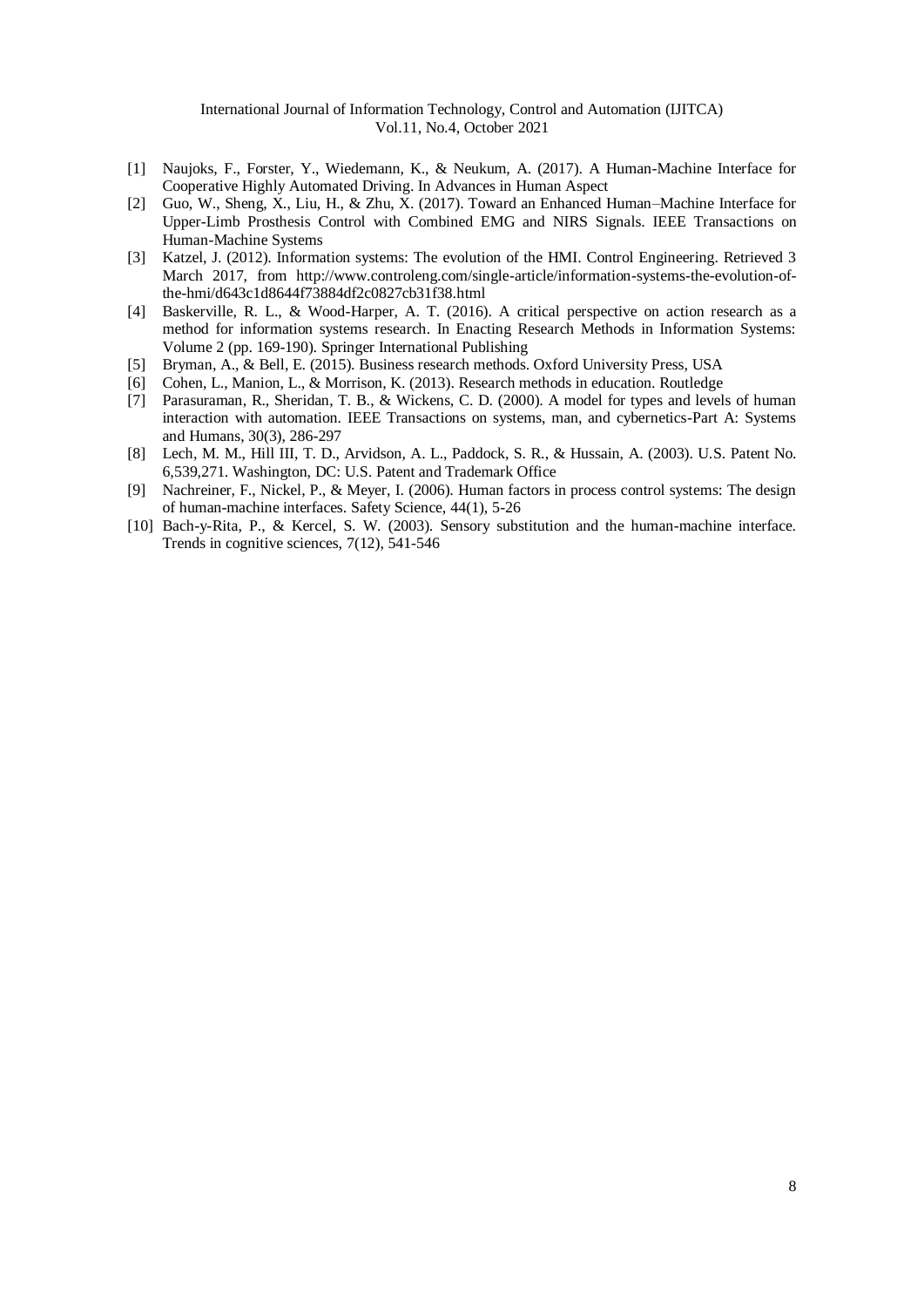[1] Naujoks, F., Forster, Y., Wiedemann, K., & Neukum, A. (2017). A Human-Machine Interface for Cooperative Highly Automated Driving. In Advances in Human Aspect

[2] Guo, W., Sheng, X., Liu, H., & Zhu, X. (2017). Toward an Enhanced Human–Machine Interface for Upper-Limb Prosthesis Control with Combined EMG and NIRS Signals. IEEE Transactions on Human-Machine Systems

[3] Katzel, J. (2012). Information systems: The evolution of the HMI. Control Engineering. Retrieved 3 March 2017, from http://www.controleng.com/single-article/information-systems-the-evolution-of-the-hmi/d643c1d8644f73884df2c0827cb31f38.html

[4] Baskerville, R. L., & Wood-Harper, A. T. (2016). A critical perspective on action research as a method for information systems research. In Enacting Research Methods in Information Systems: Volume 2 (pp. 169-190). Springer International Publishing

[5] Bryman, A., & Bell, E. (2015). Business research methods. Oxford University Press, USA

[6] Cohen, L., Manion, L., & Morrison, K. (2013). Research methods in education. Routledge

[7] Parasuraman, R., Sheridan, T. B., & Wickens, C. D. (2000). A model for types and levels of human interaction with automation. IEEE Transactions on systems, man, and cybernetics-Part A: Systems and Humans, 30(3), 286-297

[8] Lech, M. M., Hill III, T. D., Arvidson, A. L., Paddock, S. R., & Hussain, A. (2003). U.S. Patent No. 6,539,271. Washington, DC: U.S. Patent and Trademark Office

[9] Nachreiner, F., Nickel, P., & Meyer, I. (2006). Human factors in process control systems: The design of human-machine interfaces. Safety Science, 44(1), 5-26

[10] Bach-y-Rita, P., & Kercel, S. W. (2003). Sensory substitution and the human-machine interface. Trends in cognitive sciences, 7(12), 541-546